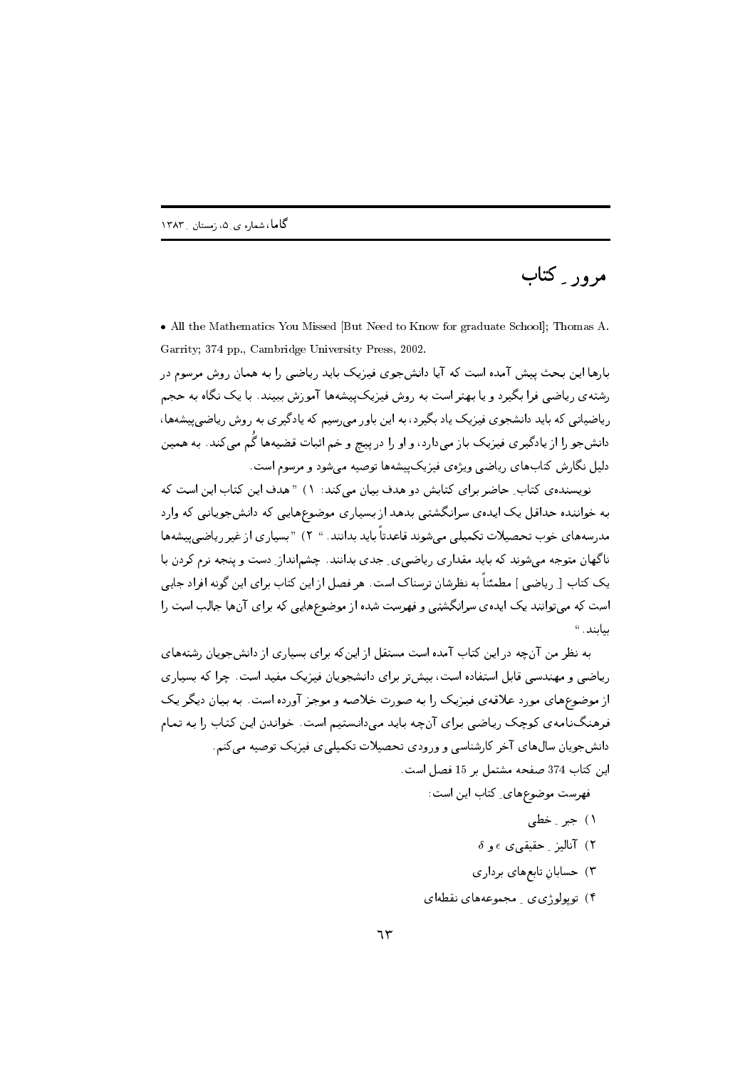# مرور ـ کتاب

• All the Mathematics You Missed [But Need to Know for graduate School]; Thomas A. Garrity; 374 pp., Cambridge University Press, 2002.

بارها این بحث پیش آمده است که آیا دانش‌جوی فیزیک باید ریاضی را به همان روش مرسوم در رشته‌ی ریاضی فرا بگیرد و یا بهتر است به روش فیزیک‌پیشه‌ها آموزش ببیند. با یک نگاه به حجم ریاضیاتی که باید دانشجوی فیزیک یاد بگیرد، به این باور می‌رسیم که یادگیری به روش ریاضی‌پیشه‌ها، دانش‌جو را از یادگیری فیزیک باز می‌دارد، و او را در پیچ و خم اثبات قضیه‌ها گُم می‌کند. به همین دلیل نگارش کتاب‌های ریاضی ویژه‌ی فیزیک‌پیشه‌ها توصیه می‌شود و مرسوم است.

نویسنده‌ی کتاب ـ حاضر برای کتابش دو هدف بیان می‌کند: ۱) "هدف این کتاب این است که به خواننده حداقل یک ایده‌ی سرانگشتی بدهد از بسیاری موضوع‌هایی که دانش‌جویانی که وارد مدرسه‌های خوب تحصیلات تکمیلی می‌شوند قاعدتاً باید بدانند." ۲) "بسیاری از غیر ریاضی‌پیشه‌ها ناگهان متوجه می‌شوند که باید مقداری ریاضی‌ی ـ جدی بدانند. چشم‌انداز ـ دست و پنجه نرم کردن با یک کتاب [ ریاضی ] مطمئناً به نظرشان ترسناک است. هر فصل از این کتاب برای این گونه افراد جایی است که می‌توانند یک ایده‌ی سرانگشتی و فهرست شده از موضوع‌هایی که برای آن‌ها جالب است را بیابند."

به نظر من آن‌چه در این کتاب آمده است مستقل از این‌که برای بسیاری از دانش‌جویان رشته‌های ریاضی و مهندسی قابل استفاده است، بیش‌تر برای دانشجویان فیزیک مفید است. چرا که بسیاری از موضوع‌های مورد علاقه‌ی فیزیک را به صورت خلاصه و موجز آورده است. به بیان دیگر یک فرهنگ‌نامه‌ی کوچک ریاضی برای آن‌چه باید می‌دانستیم است. خواندن این کتاب را به تمام دانش‌جویان سال‌های آخر کارشناسی و ورودی تحصیلات تکمیلی‌ی فیزیک توصیه می‌کنم.

این کتاب 374 صفحه مشتمل بر 15 فصل است.

فهرست موضوع‌های ـ کتاب این است:

۱) جبر ـ خطی

۲) آنالیز ـ حقیقی‌ی $\epsilon$ و $\delta$

۳) حسابان تابع‌های برداری

۴) توپولوژی‌ی ـ مجموعه‌های نقطه‌ای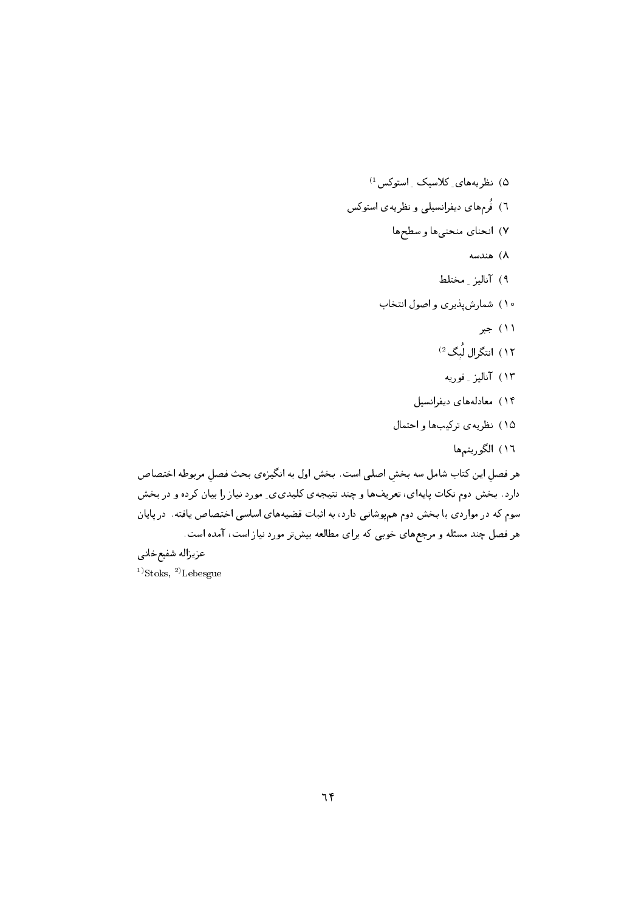۵) نظریه‌های ِ کلاسیک ِ استوکس[1]

۶) فُرم‌های دیفرانسیلی و نظریه‌ی استوکس

۷) انحنای منحنی‌ها و سطح‌ها

۸) هندسه

۹) آنالیز ِ مختلط

۱۰) شمارش‌پذیری و اصول انتخاب

۱۱) جبر

۱۲) انتگرال لُبِگ[2]

۱۳) آنالیز ِ فوریه

۱۴) معادله‌های دیفرانسیل

۱۵) نظریه‌ی ترکیب‌ها و احتمال

۱۶) الگوریتم‌ها

هر فصلِ این کتاب شامل سه بخشِ اصلی است. بخش اول به انگیزه‌ی بحث فصلِ مربوطه اختصاص دارد. بخش دوم نکات پایه‌ای، تعریف‌ها و چند نتیجه‌ی کلیدی‌ِ مورد نیاز را بیان کرده و در بخش سوم که در مواردی با بخش دوم هم‌پوشانی دارد، به اثبات قضیه‌های اساسی اختصاص یافته. در پایان هر فصل چند مسئله و مرجع‌های خوبی که برای مطالعه بیش‌تر مورد نیاز است، آمده است.

عزیزاله شفیع‌خانی

[1] Stoks, [2] Lebesgue